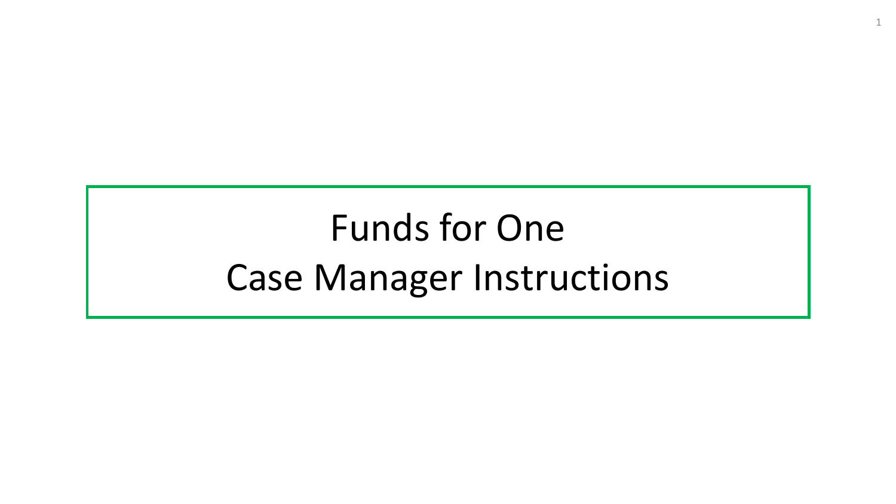# Funds for One
# Case Manager Instructions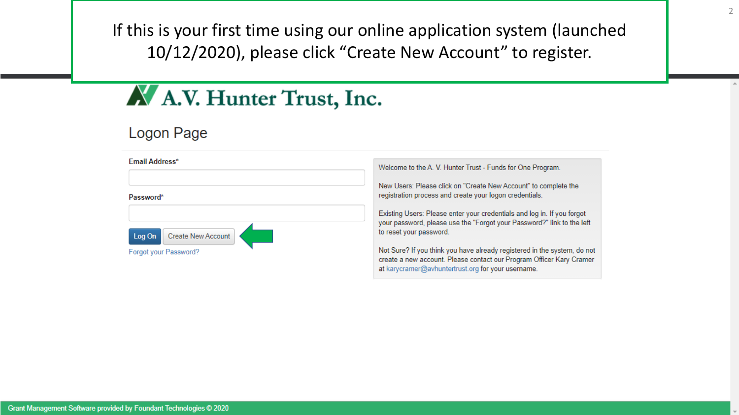If this is your first time using our online application system (launched 10/12/2020), please click "Create New Account" to register.

# A.V. Hunter Trust, Inc.

## Logon Page

**Email Address***

**Password***

Log On | Create New Account

Forgot your Password?

Welcome to the A. V. Hunter Trust - Funds for One Program.

New Users: Please click on "Create New Account" to complete the registration process and create your logon credentials.

Existing Users: Please enter your credentials and log in. If you forgot your password, please use the "Forgot your Password?" link to the left to reset your password.

Not Sure? If you think you have already registered in the system, do not create a new account. Please contact our Program Officer Kary Cramer at karycramer@avhuntertrust.org for your username.

Grant Management Software provided by Foundant Technologies © 2020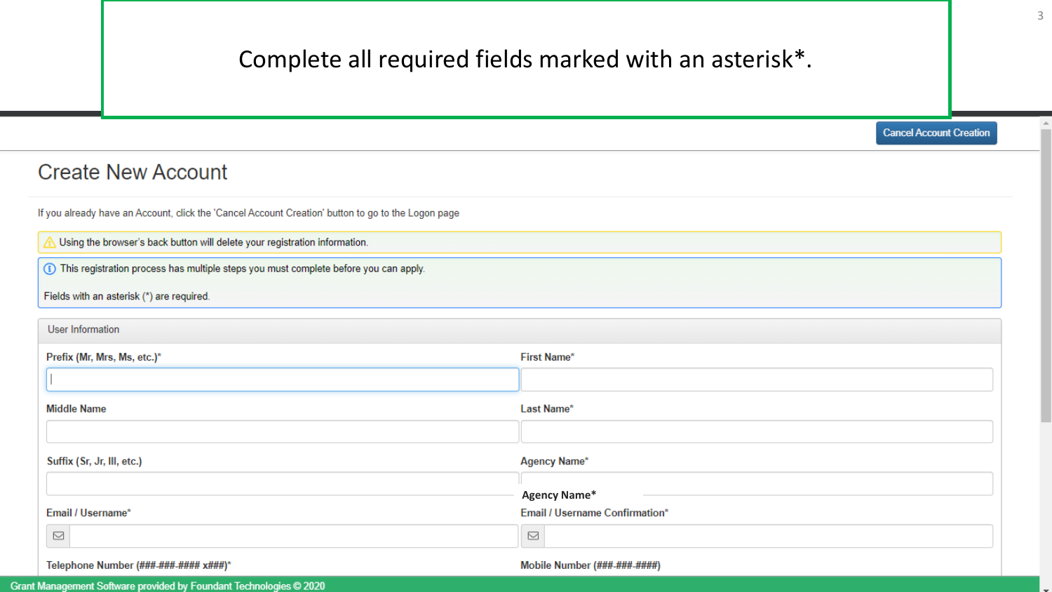Complete all required fields marked with an asterisk*.

Cancel Account Creation

# Create New Account

If you already have an Account, click the 'Cancel Account Creation' button to go to the Logon page

Using the browser's back button will delete your registration information.

This registration process has multiple steps you must complete before you can apply.

Fields with an asterisk (*) are required.

## User Information

Prefix (Mr, Mrs, Ms, etc.)*

First Name*

Middle Name

Last Name*

Suffix (Sr, Jr, III, etc.)

Agency Name*

Agency Name*

Email / Username*

Email / Username Confirmation*

Telephone Number (###-###-#### x###)*

Mobile Number (###-###-####)

Grant Management Software provided by Foundant Technologies © 2020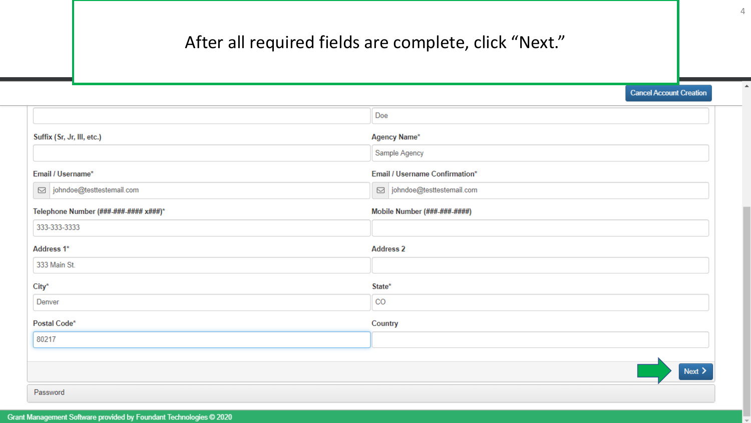After all required fields are complete, click "Next."

Cancel Account Creation

Doe

Suffix (Sr, Jr, III, etc.)

Agency Name*

Sample Agency

Email / Username*

johndoe@testtestemail.com

Email / Username Confirmation*

johndoe@testtestemail.com

Telephone Number (###-###-#### x###)*

333-333-3333

Mobile Number (###-###-####)

Address 1*

333 Main St.

Address 2

City*

Denver

State*

CO

Postal Code*

80217

Country

Next

Password

Grant Management Software provided by Foundant Technologies © 2020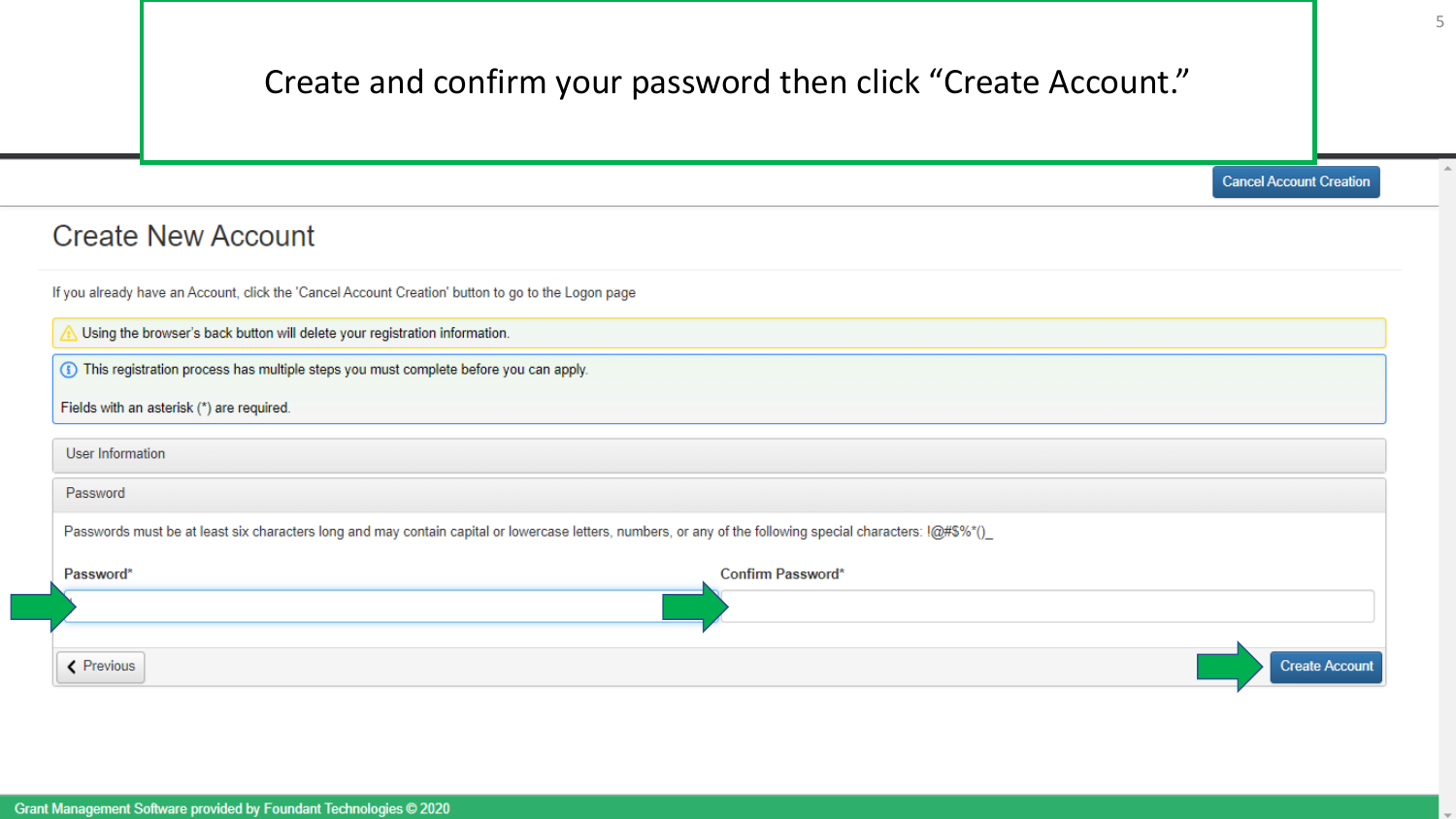Create and confirm your password then click “Create Account.”

Cancel Account Creation

# Create New Account

If you already have an Account, click the 'Cancel Account Creation' button to go to the Logon page

Using the browser's back button will delete your registration information.

This registration process has multiple steps you must complete before you can apply.

Fields with an asterisk (*) are required.

User Information

Password

Passwords must be at least six characters long and may contain capital or lowercase letters, numbers, or any of the following special characters: !@#$%*()_

Password*

Confirm Password*

Previous

Create Account

Grant Management Software provided by Foundant Technologies © 2020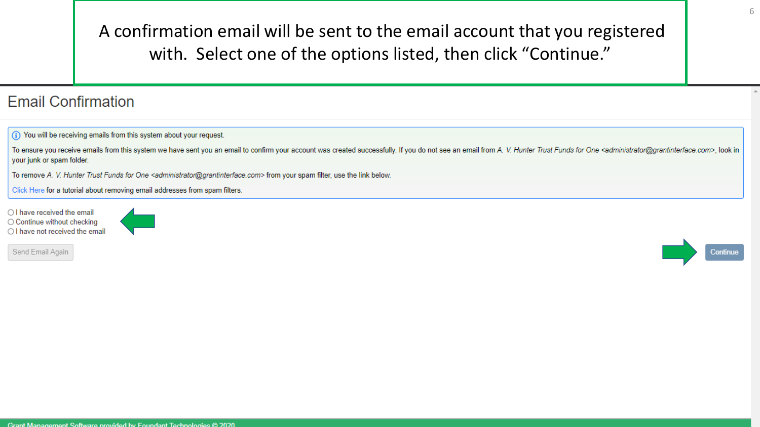A confirmation email will be sent to the email account that you registered with. Select one of the options listed, then click "Continue."

# Email Confirmation

You will be receiving emails from this system about your request.

To ensure you receive emails from this system we have sent you an email to confirm your account was created successfully. If you do not see an email from *A. V. Hunter Trust Funds for One <administrator@grantinterface.com>*, look in your junk or spam folder.

To remove *A. V. Hunter Trust Funds for One <administrator@grantinterface.com>* from your spam filter, use the link below.

Click Here for a tutorial about removing email addresses from spam filters.

- I have received the email
- Continue without checking
- I have not received the email

Send Email Again

Continue

Grant Management Software provided by Foundant Technologies © 2020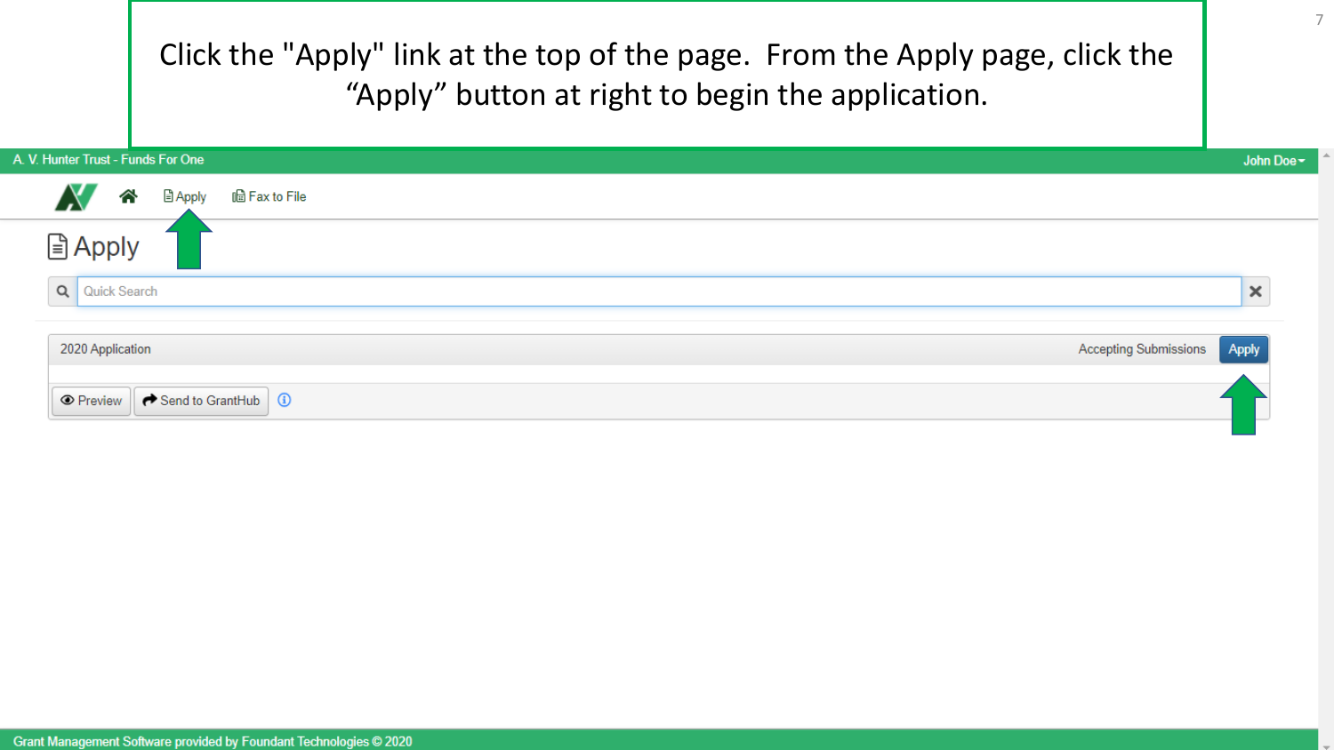Click the "Apply" link at the top of the page. From the Apply page, click the “Apply” button at right to begin the application.

A. V. Hunter Trust - Funds For One

John Doe

Apply

Fax to File

# Apply

Quick Search

2020 Application

Accepting Submissions

Apply

Preview

Send to GrantHub

Grant Management Software provided by Foundant Technologies © 2020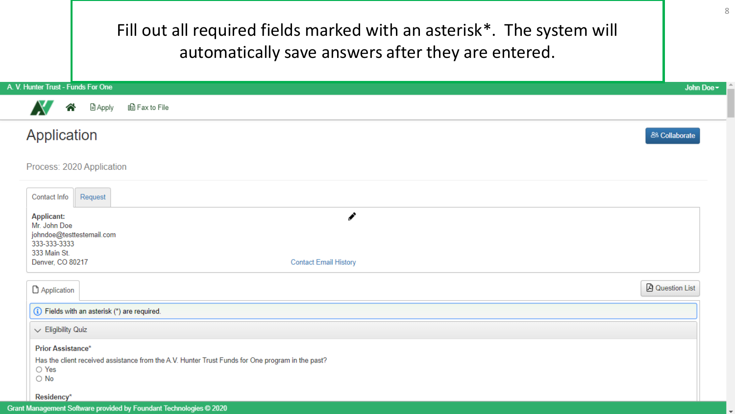Fill out all required fields marked with an asterisk*. The system will automatically save answers after they are entered.

A. V. Hunter Trust - Funds For One | John Doe

Apply | Fax to File

# Application

Collaborate

Process: 2020 Application

Contact Info | Request

**Applicant:**
Mr. John Doe
johndoe@testtestemail.com
333-333-3333
333 Main St.
Denver, CO 80217

Contact Email History

Application | Question List

Fields with an asterisk (*) are required.

Eligibility Quiz

**Prior Assistance***

Has the client received assistance from the A.V. Hunter Trust Funds for One program in the past?

- Yes
- No

**Residency***

Grant Management Software provided by Foundant Technologies © 2020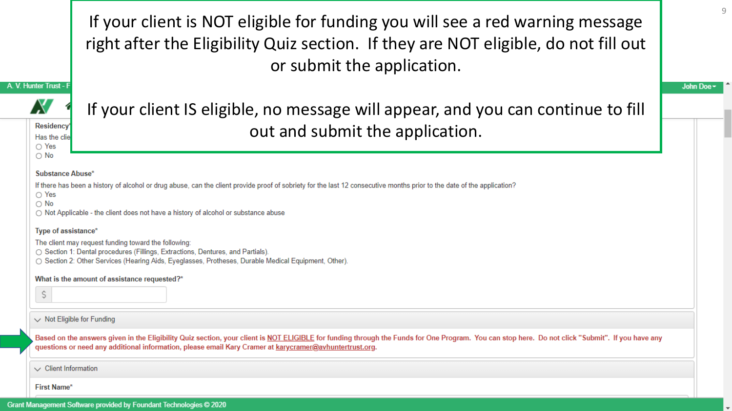If your client is NOT eligible for funding you will see a red warning message right after the Eligibility Quiz section. If they are NOT eligible, do not fill out or submit the application.

If your client IS eligible, no message will appear, and you can continue to fill out and submit the application.

A. V. Hunter Trust - F

John Doe

**Residency***

Has the clie

- Yes
- No

**Substance Abuse***

If there has been a history of alcohol or drug abuse, can the client provide proof of sobriety for the last 12 consecutive months prior to the date of the application?

- Yes
- No
- Not Applicable - the client does not have a history of alcohol or substance abuse

**Type of assistance***

The client may request funding toward the following:

- Section 1: Dental procedures (Fillings, Extractions, Dentures, and Partials).
- Section 2: Other Services (Hearing Aids, Eyeglasses, Protheses, Durable Medical Equipment, Other).

**What is the amount of assistance requested?***

$

Not Eligible for Funding

Based on the answers given in the Eligibility Quiz section, your client is NOT ELIGIBLE for funding through the Funds for One Program. You can stop here. Do not click "Submit". If you have any questions or need any additional information, please email Kary Cramer at karycramer@avhuntertrust.org.

Client Information

**First Name***

Grant Management Software provided by Foundant Technologies © 2020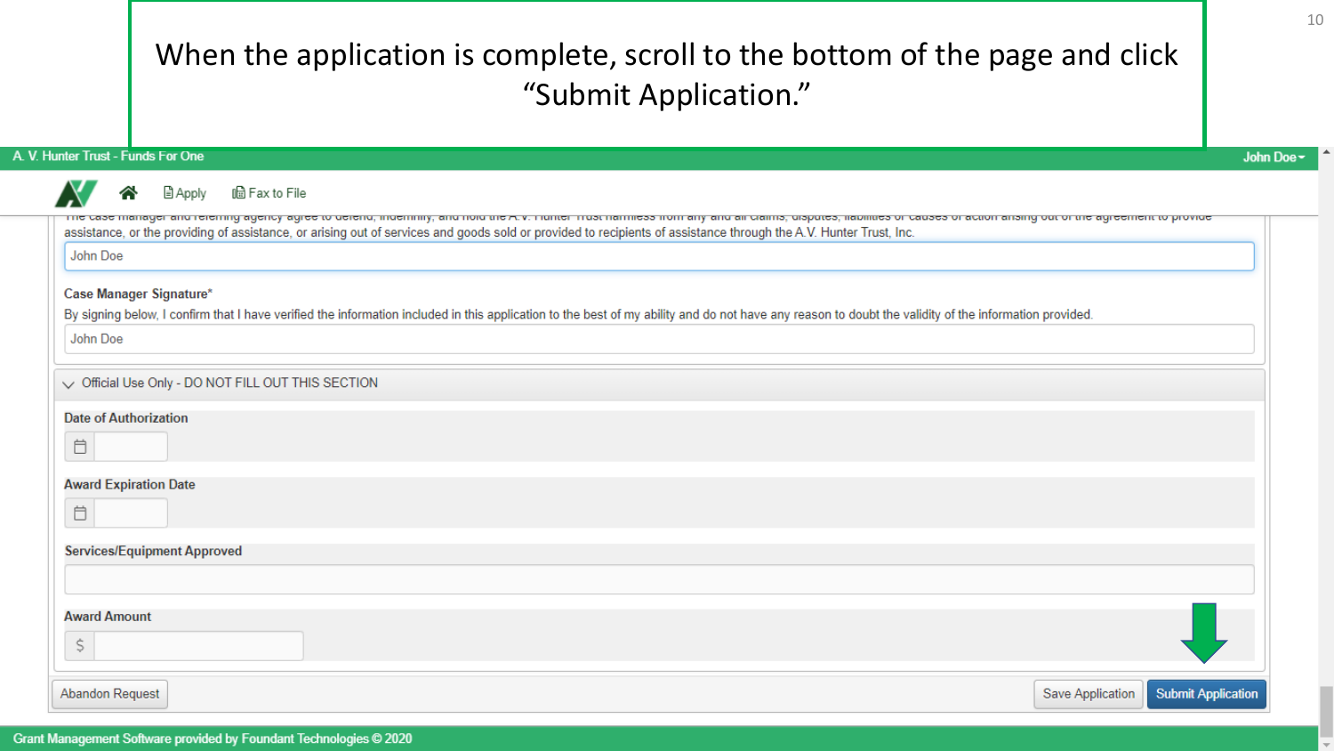When the application is complete, scroll to the bottom of the page and click “Submit Application.”

A. V. Hunter Trust - Funds For One

John Doe

Apply   Fax to File

The case manager and referring agency agree to defend, indemnify, and hold the A.V. Hunter Trust harmless from any and all claims, disputes, liabilities or causes of action arising out of the agreement to provide assistance, or the providing of assistance, or arising out of services and goods sold or provided to recipients of assistance through the A.V. Hunter Trust, Inc.

John Doe

**Case Manager Signature***

By signing below, I confirm that I have verified the information included in this application to the best of my ability and do not have any reason to doubt the validity of the information provided.

John Doe

Official Use Only - DO NOT FILL OUT THIS SECTION

**Date of Authorization**

**Award Expiration Date**

**Services/Equipment Approved**

**Award Amount**

$

Abandon Request   Save Application   Submit Application

Grant Management Software provided by Foundant Technologies © 2020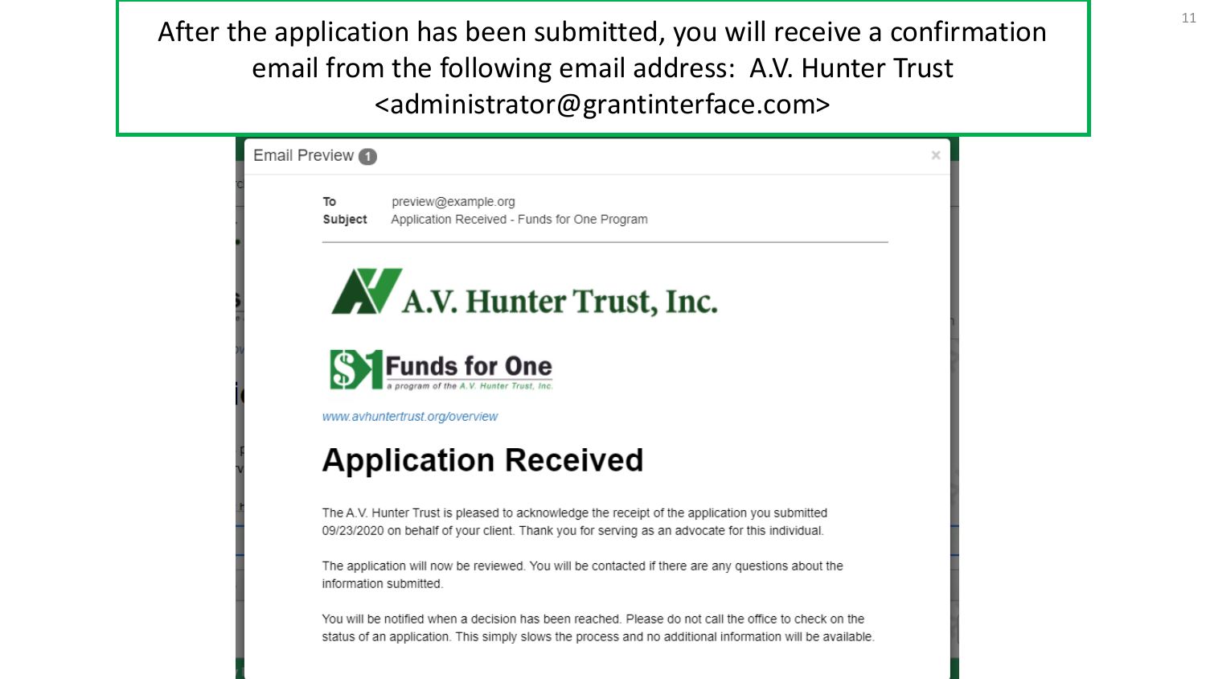After the application has been submitted, you will receive a confirmation email from the following email address: A.V. Hunter Trust <administrator@grantinterface.com>

Email Preview 1

**To** preview@example.org
**Subject** Application Received - Funds for One Program

A.V. Hunter Trust, Inc.

Funds for One
a program of the A. V. Hunter Trust, Inc.

www.avhuntertrust.org/overview

# Application Received

The A.V. Hunter Trust is pleased to acknowledge the receipt of the application you submitted 09/23/2020 on behalf of your client. Thank you for serving as an advocate for this individual.

The application will now be reviewed. You will be contacted if there are any questions about the information submitted.

You will be notified when a decision has been reached. Please do not call the office to check on the status of an application. This simply slows the process and no additional information will be available.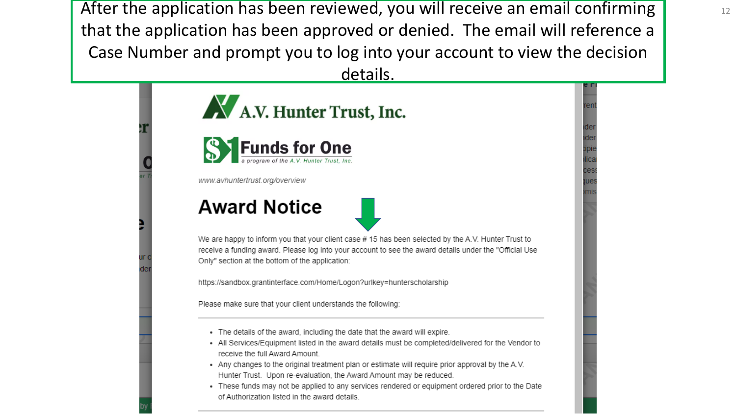After the application has been reviewed, you will receive an email confirming that the application has been approved or denied. The email will reference a Case Number and prompt you to log into your account to view the decision details.

A.V. Hunter Trust, Inc.

Funds for One

*a program of the A.V. Hunter Trust, Inc.*

*www.avhuntertrust.org/overview*

# Award Notice

We are happy to inform you that your client case # 15 has been selected by the A.V. Hunter Trust to receive a funding award. Please log into your account to see the award details under the "Official Use Only" section at the bottom of the application:

https://sandbox.grantinterface.com/Home/Logon?urlkey=hunterscholarship

Please make sure that your client understands the following:

---

- The details of the award, including the date that the award will expire.
- All Services/Equipment listed in the award details must be completed/delivered for the Vendor to receive the full Award Amount.
- Any changes to the original treatment plan or estimate will require prior approval by the A.V. Hunter Trust. Upon re-evaluation, the Award Amount may be reduced.
- These funds may not be applied to any services rendered or equipment ordered prior to the Date of Authorization listed in the award details.

---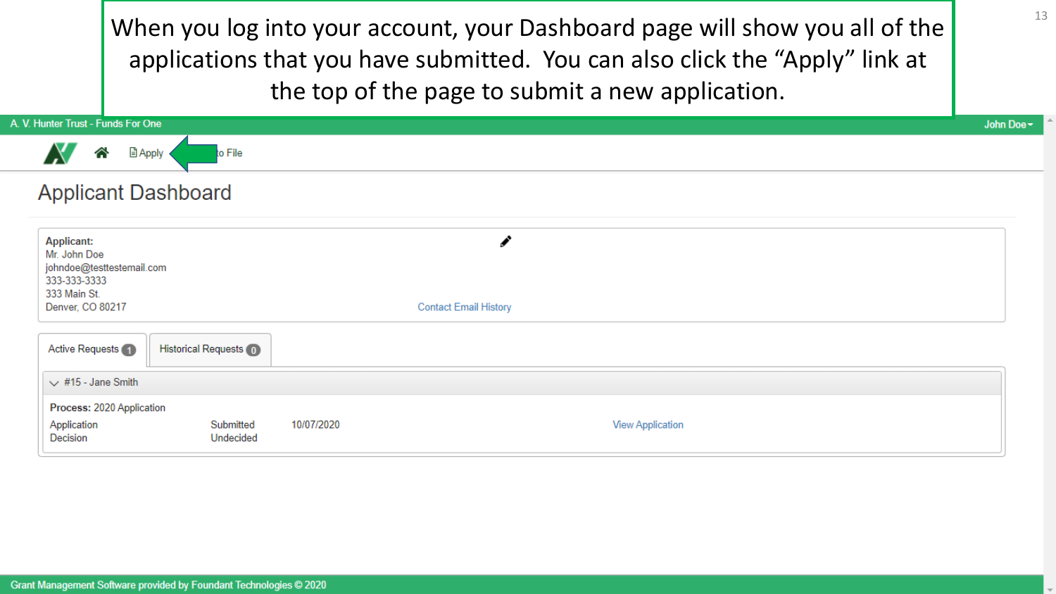When you log into your account, your Dashboard page will show you all of the applications that you have submitted. You can also click the "Apply" link at the top of the page to submit a new application.

A. V. Hunter Trust - Funds For One

John Doe

Apply

o File

# Applicant Dashboard

**Applicant:**
Mr. John Doe
johndoe@testtestemail.com
333-333-3333
333 Main St.
Denver, CO 80217

Contact Email History

Active Requests 1

Historical Requests 0

#15 - Jane Smith

**Process:** 2020 Application

| | | | |
|---|---|---|---|
| Application | Submitted | 10/07/2020 | View Application |
| Decision | Undecided | | |

Grant Management Software provided by Foundant Technologies © 2020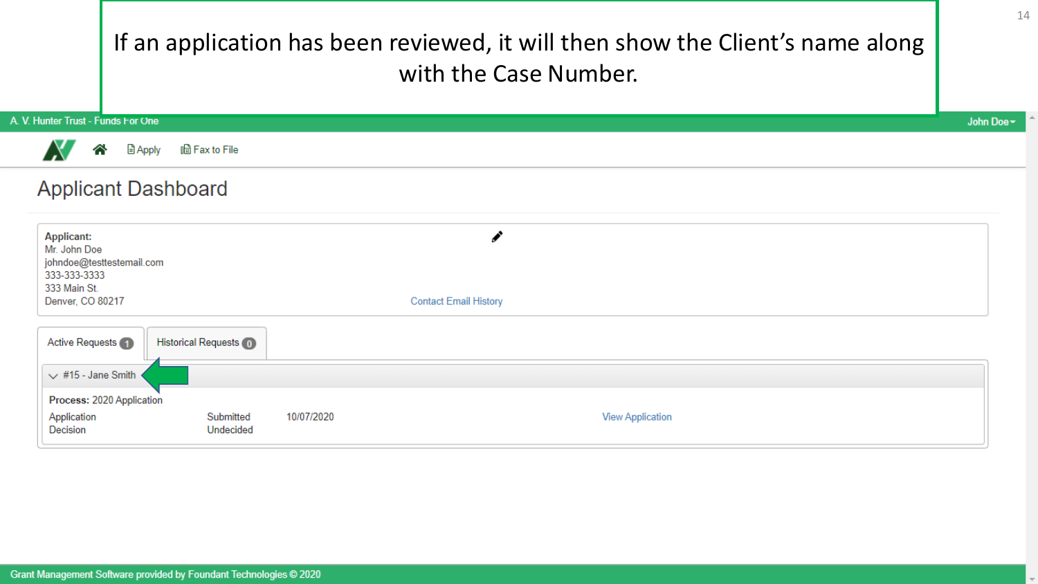If an application has been reviewed, it will then show the Client's name along with the Case Number.

A. V. Hunter Trust - Funds For One

John Doe

Apply

Fax to File

# Applicant Dashboard

**Applicant:**
Mr. John Doe
johndoe@testtestemail.com
333-333-3333
333 Main St.
Denver, CO 80217

Contact Email History

Active Requests 1

Historical Requests 0

#15 - Jane Smith

**Process:** 2020 Application

| | | | |
|---|---|---|---|
| Application | Submitted | 10/07/2020 | View Application |
| Decision | Undecided | | |

Grant Management Software provided by Foundant Technologies © 2020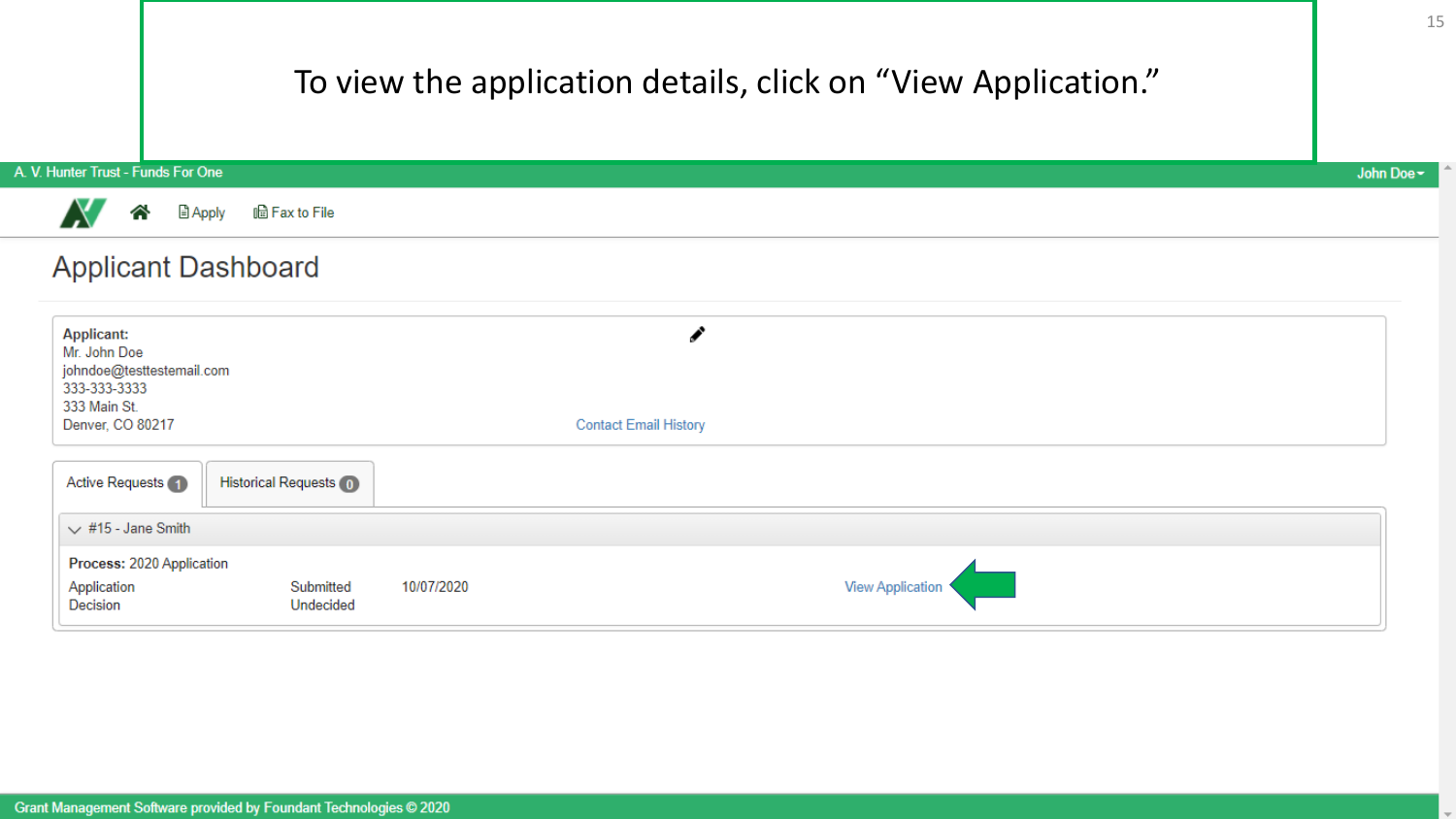To view the application details, click on "View Application."

A. V. Hunter Trust - Funds For One

John Doe

Apply

Fax to File

# Applicant Dashboard

**Applicant:**
Mr. John Doe
johndoe@testtestemail.com
333-333-3333
333 Main St.
Denver, CO 80217

Contact Email History

Active Requests 1

Historical Requests 0

#15 - Jane Smith

**Process:** 2020 Application

| | | | |
|---|---|---|---|
| Application | Submitted | 10/07/2020 | View Application |
| Decision | Undecided | | |

Grant Management Software provided by Foundant Technologies © 2020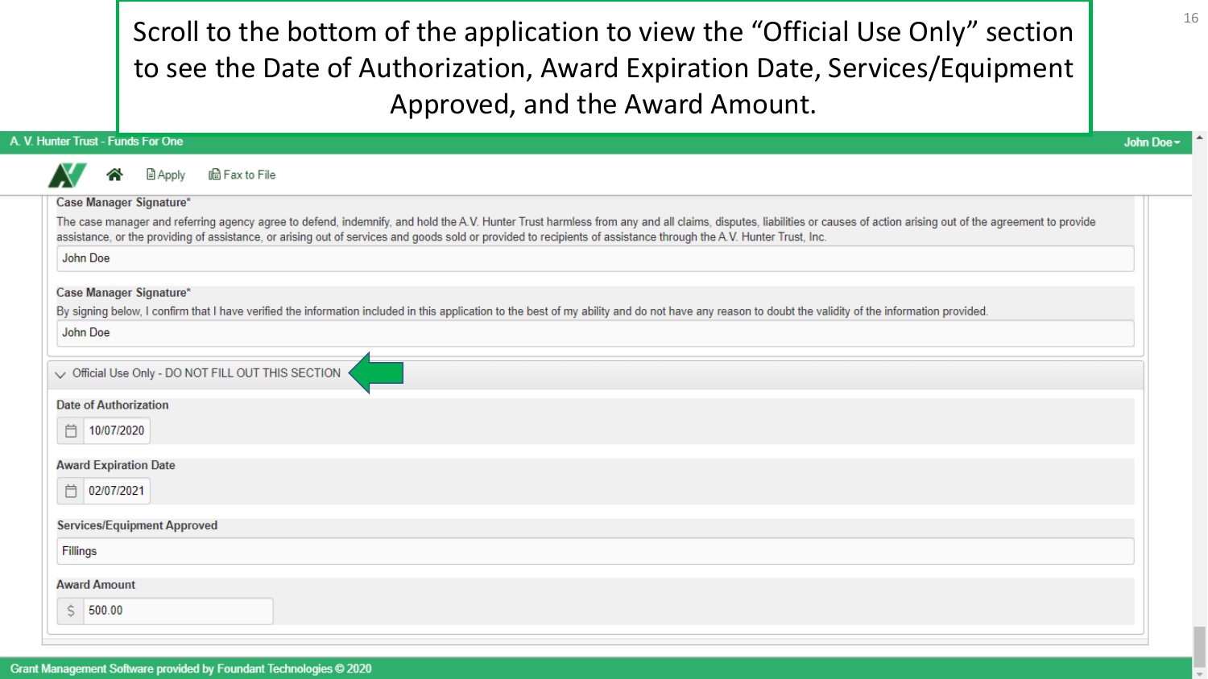Scroll to the bottom of the application to view the "Official Use Only" section to see the Date of Authorization, Award Expiration Date, Services/Equipment Approved, and the Award Amount.

A. V. Hunter Trust - Funds For One

John Doe

Apply

Fax to File

**Case Manager Signature***

The case manager and referring agency agree to defend, indemnify, and hold the A.V. Hunter Trust harmless from any and all claims, disputes, liabilities or causes of action arising out of the agreement to provide assistance, or the providing of assistance, or arising out of services and goods sold or provided to recipients of assistance through the A.V. Hunter Trust, Inc.

John Doe

**Case Manager Signature***

By signing below, I confirm that I have verified the information included in this application to the best of my ability and do not have any reason to doubt the validity of the information provided.

John Doe

Official Use Only - DO NOT FILL OUT THIS SECTION

**Date of Authorization**

10/07/2020

**Award Expiration Date**

02/07/2021

**Services/Equipment Approved**

Fillings

**Award Amount**

$ 500.00

Grant Management Software provided by Foundant Technologies © 2020